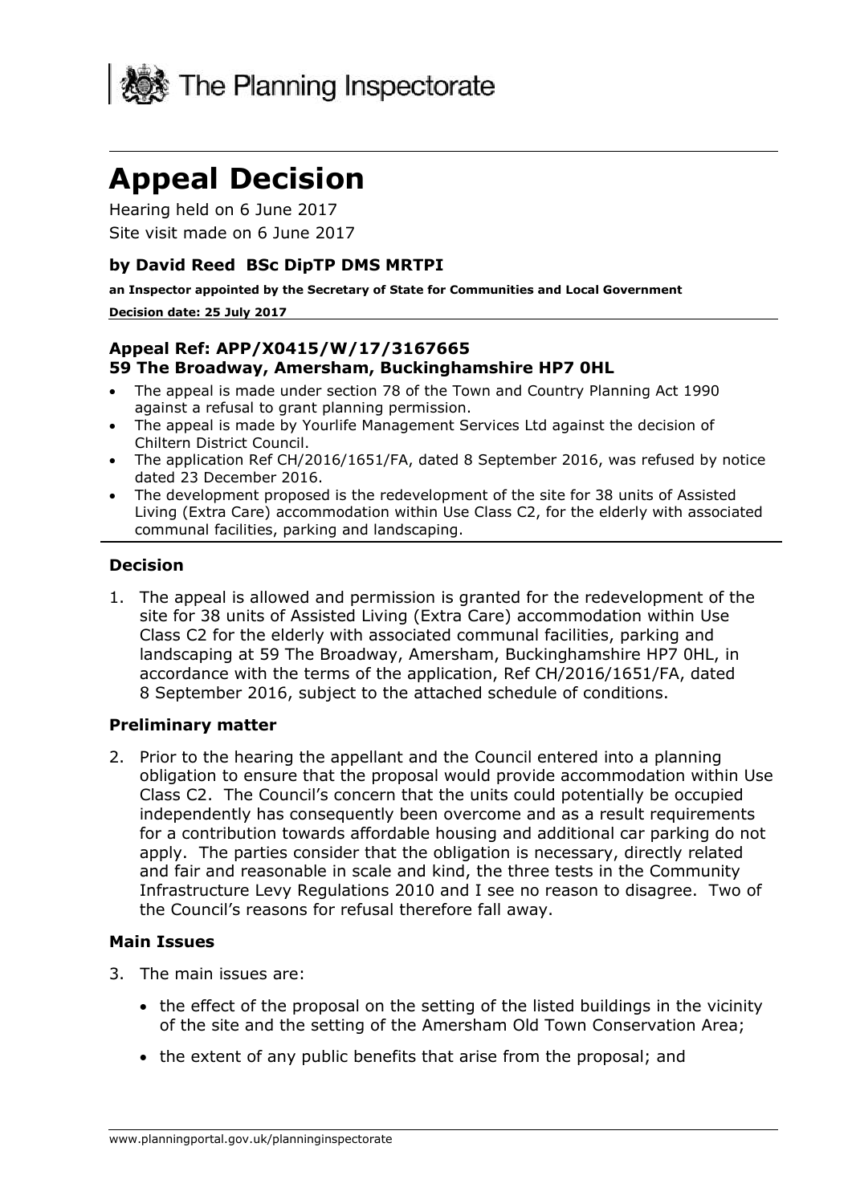The Planning Inspectorate

# Appeal Decision

Hearing held on 6 June 2017

Site visit made on 6 June 2017

### by David Reed BSc DipTP DMS MRTPI

**an Inspector appointed by the Secretary of State for Communities and Local Government**

**Decision date: 25 July 2017**

### Appeal Ref: APP/X0415/W/17/3167665
### 59 The Broadway, Amersham, Buckinghamshire HP7 0HL

- The appeal is made under section 78 of the Town and Country Planning Act 1990 against a refusal to grant planning permission.
- The appeal is made by Yourlife Management Services Ltd against the decision of Chiltern District Council.
- The application Ref CH/2016/1651/FA, dated 8 September 2016, was refused by notice dated 23 December 2016.
- The development proposed is the redevelopment of the site for 38 units of Assisted Living (Extra Care) accommodation within Use Class C2, for the elderly with associated communal facilities, parking and landscaping.

### Decision

1. The appeal is allowed and permission is granted for the redevelopment of the site for 38 units of Assisted Living (Extra Care) accommodation within Use Class C2 for the elderly with associated communal facilities, parking and landscaping at 59 The Broadway, Amersham, Buckinghamshire HP7 0HL, in accordance with the terms of the application, Ref CH/2016/1651/FA, dated 8 September 2016, subject to the attached schedule of conditions.

### Preliminary matter

2. Prior to the hearing the appellant and the Council entered into a planning obligation to ensure that the proposal would provide accommodation within Use Class C2. The Council's concern that the units could potentially be occupied independently has consequently been overcome and as a result requirements for a contribution towards affordable housing and additional car parking do not apply. The parties consider that the obligation is necessary, directly related and fair and reasonable in scale and kind, the three tests in the Community Infrastructure Levy Regulations 2010 and I see no reason to disagree. Two of the Council's reasons for refusal therefore fall away.

### Main Issues

3. The main issues are:

   - the effect of the proposal on the setting of the listed buildings in the vicinity of the site and the setting of the Amersham Old Town Conservation Area;
   - the extent of any public benefits that arise from the proposal; and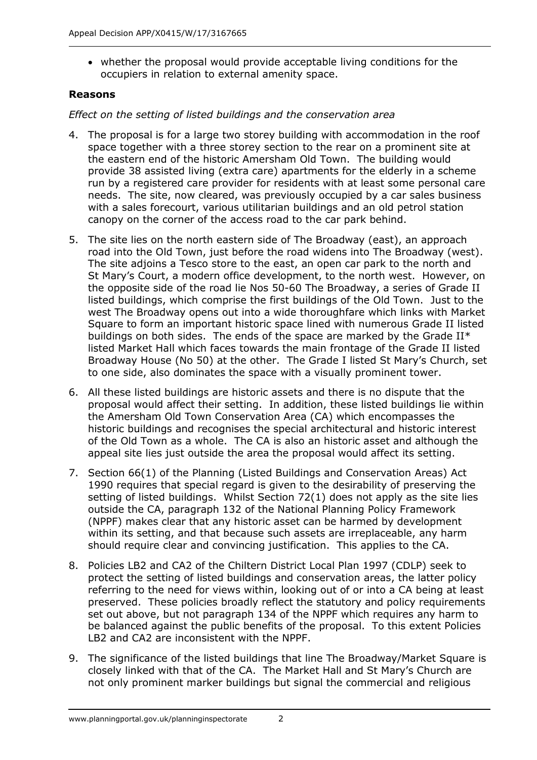- whether the proposal would provide acceptable living conditions for the occupiers in relation to external amenity space.

**Reasons**

*Effect on the setting of listed buildings and the conservation area*

4. The proposal is for a large two storey building with accommodation in the roof space together with a three storey section to the rear on a prominent site at the eastern end of the historic Amersham Old Town. The building would provide 38 assisted living (extra care) apartments for the elderly in a scheme run by a registered care provider for residents with at least some personal care needs. The site, now cleared, was previously occupied by a car sales business with a sales forecourt, various utilitarian buildings and an old petrol station canopy on the corner of the access road to the car park behind.

5. The site lies on the north eastern side of The Broadway (east), an approach road into the Old Town, just before the road widens into The Broadway (west). The site adjoins a Tesco store to the east, an open car park to the north and St Mary's Court, a modern office development, to the north west. However, on the opposite side of the road lie Nos 50-60 The Broadway, a series of Grade II listed buildings, which comprise the first buildings of the Old Town. Just to the west The Broadway opens out into a wide thoroughfare which links with Market Square to form an important historic space lined with numerous Grade II listed buildings on both sides. The ends of the space are marked by the Grade II* listed Market Hall which faces towards the main frontage of the Grade II listed Broadway House (No 50) at the other. The Grade I listed St Mary's Church, set to one side, also dominates the space with a visually prominent tower.

6. All these listed buildings are historic assets and there is no dispute that the proposal would affect their setting. In addition, these listed buildings lie within the Amersham Old Town Conservation Area (CA) which encompasses the historic buildings and recognises the special architectural and historic interest of the Old Town as a whole. The CA is also an historic asset and although the appeal site lies just outside the area the proposal would affect its setting.

7. Section 66(1) of the Planning (Listed Buildings and Conservation Areas) Act 1990 requires that special regard is given to the desirability of preserving the setting of listed buildings. Whilst Section 72(1) does not apply as the site lies outside the CA, paragraph 132 of the National Planning Policy Framework (NPPF) makes clear that any historic asset can be harmed by development within its setting, and that because such assets are irreplaceable, any harm should require clear and convincing justification. This applies to the CA.

8. Policies LB2 and CA2 of the Chiltern District Local Plan 1997 (CDLP) seek to protect the setting of listed buildings and conservation areas, the latter policy referring to the need for views within, looking out of or into a CA being at least preserved. These policies broadly reflect the statutory and policy requirements set out above, but not paragraph 134 of the NPPF which requires any harm to be balanced against the public benefits of the proposal. To this extent Policies LB2 and CA2 are inconsistent with the NPPF.

9. The significance of the listed buildings that line The Broadway/Market Square is closely linked with that of the CA. The Market Hall and St Mary's Church are not only prominent marker buildings but signal the commercial and religious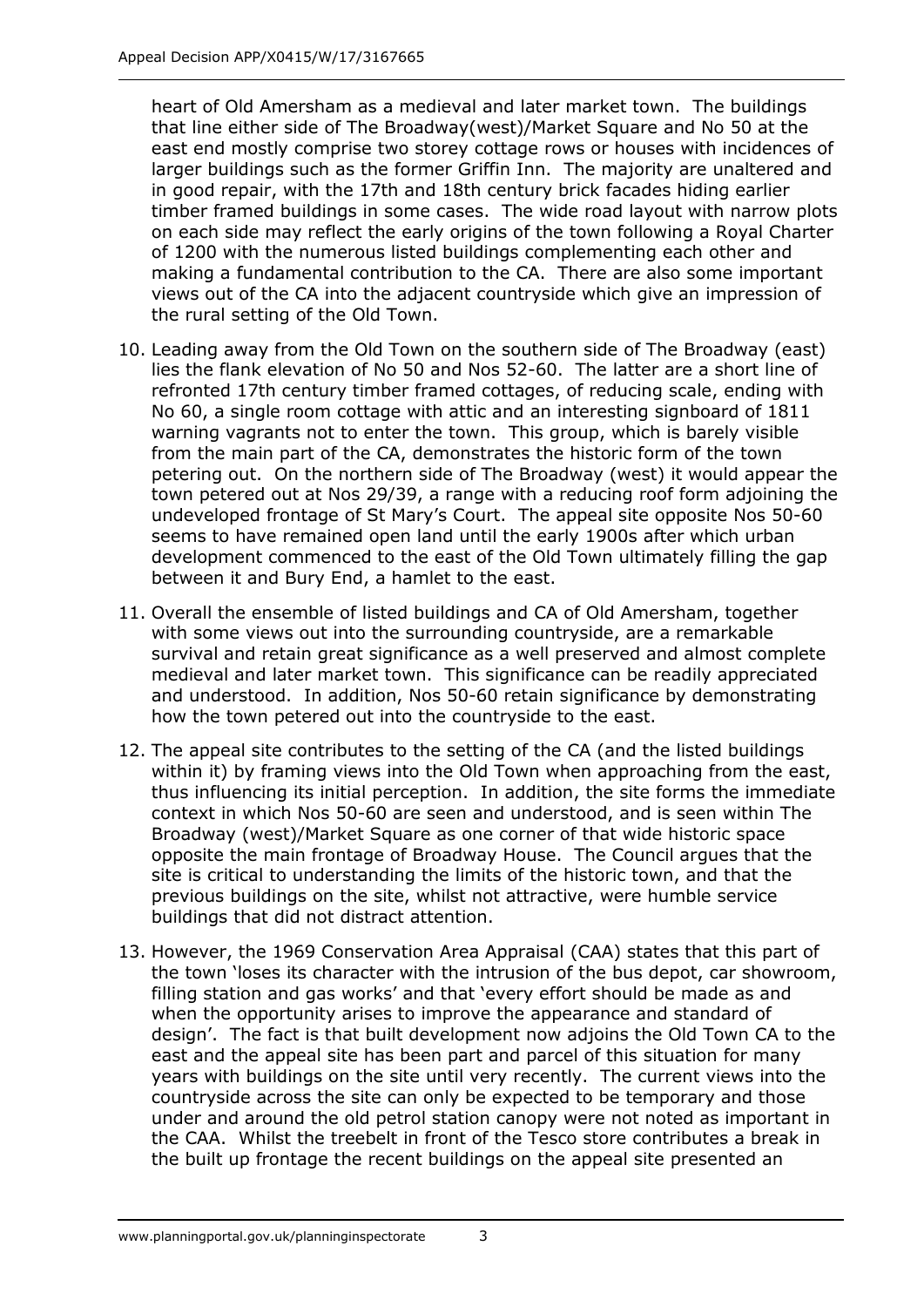heart of Old Amersham as a medieval and later market town. The buildings that line either side of The Broadway(west)/Market Square and No 50 at the east end mostly comprise two storey cottage rows or houses with incidences of larger buildings such as the former Griffin Inn. The majority are unaltered and in good repair, with the 17th and 18th century brick facades hiding earlier timber framed buildings in some cases. The wide road layout with narrow plots on each side may reflect the early origins of the town following a Royal Charter of 1200 with the numerous listed buildings complementing each other and making a fundamental contribution to the CA. There are also some important views out of the CA into the adjacent countryside which give an impression of the rural setting of the Old Town.

10. Leading away from the Old Town on the southern side of The Broadway (east) lies the flank elevation of No 50 and Nos 52-60. The latter are a short line of refronted 17th century timber framed cottages, of reducing scale, ending with No 60, a single room cottage with attic and an interesting signboard of 1811 warning vagrants not to enter the town. This group, which is barely visible from the main part of the CA, demonstrates the historic form of the town petering out. On the northern side of The Broadway (west) it would appear the town petered out at Nos 29/39, a range with a reducing roof form adjoining the undeveloped frontage of St Mary's Court. The appeal site opposite Nos 50-60 seems to have remained open land until the early 1900s after which urban development commenced to the east of the Old Town ultimately filling the gap between it and Bury End, a hamlet to the east.

11. Overall the ensemble of listed buildings and CA of Old Amersham, together with some views out into the surrounding countryside, are a remarkable survival and retain great significance as a well preserved and almost complete medieval and later market town. This significance can be readily appreciated and understood. In addition, Nos 50-60 retain significance by demonstrating how the town petered out into the countryside to the east.

12. The appeal site contributes to the setting of the CA (and the listed buildings within it) by framing views into the Old Town when approaching from the east, thus influencing its initial perception. In addition, the site forms the immediate context in which Nos 50-60 are seen and understood, and is seen within The Broadway (west)/Market Square as one corner of that wide historic space opposite the main frontage of Broadway House. The Council argues that the site is critical to understanding the limits of the historic town, and that the previous buildings on the site, whilst not attractive, were humble service buildings that did not distract attention.

13. However, the 1969 Conservation Area Appraisal (CAA) states that this part of the town 'loses its character with the intrusion of the bus depot, car showroom, filling station and gas works' and that 'every effort should be made as and when the opportunity arises to improve the appearance and standard of design'. The fact is that built development now adjoins the Old Town CA to the east and the appeal site has been part and parcel of this situation for many years with buildings on the site until very recently. The current views into the countryside across the site can only be expected to be temporary and those under and around the old petrol station canopy were not noted as important in the CAA. Whilst the treebelt in front of the Tesco store contributes a break in the built up frontage the recent buildings on the appeal site presented an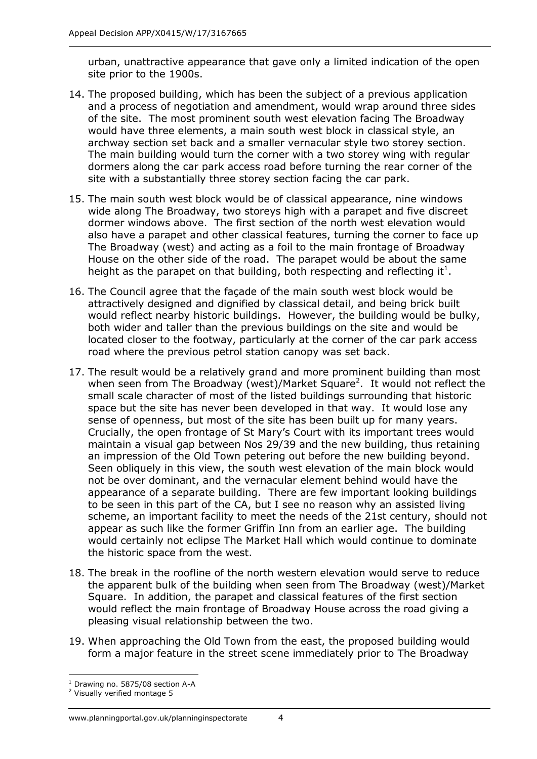urban, unattractive appearance that gave only a limited indication of the open site prior to the 1900s.

14. The proposed building, which has been the subject of a previous application and a process of negotiation and amendment, would wrap around three sides of the site. The most prominent south west elevation facing The Broadway would have three elements, a main south west block in classical style, an archway section set back and a smaller vernacular style two storey section. The main building would turn the corner with a two storey wing with regular dormers along the car park access road before turning the rear corner of the site with a substantially three storey section facing the car park.

15. The main south west block would be of classical appearance, nine windows wide along The Broadway, two storeys high with a parapet and five discreet dormer windows above. The first section of the north west elevation would also have a parapet and other classical features, turning the corner to face up The Broadway (west) and acting as a foil to the main frontage of Broadway House on the other side of the road. The parapet would be about the same height as the parapet on that building, both respecting and reflecting it[1].

16. The Council agree that the façade of the main south west block would be attractively designed and dignified by classical detail, and being brick built would reflect nearby historic buildings. However, the building would be bulky, both wider and taller than the previous buildings on the site and would be located closer to the footway, particularly at the corner of the car park access road where the previous petrol station canopy was set back.

17. The result would be a relatively grand and more prominent building than most when seen from The Broadway (west)/Market Square[2]. It would not reflect the small scale character of most of the listed buildings surrounding that historic space but the site has never been developed in that way. It would lose any sense of openness, but most of the site has been built up for many years. Crucially, the open frontage of St Mary's Court with its important trees would maintain a visual gap between Nos 29/39 and the new building, thus retaining an impression of the Old Town petering out before the new building beyond. Seen obliquely in this view, the south west elevation of the main block would not be over dominant, and the vernacular element behind would have the appearance of a separate building. There are few important looking buildings to be seen in this part of the CA, but I see no reason why an assisted living scheme, an important facility to meet the needs of the 21st century, should not appear as such like the former Griffin Inn from an earlier age. The building would certainly not eclipse The Market Hall which would continue to dominate the historic space from the west.

18. The break in the roofline of the north western elevation would serve to reduce the apparent bulk of the building when seen from The Broadway (west)/Market Square. In addition, the parapet and classical features of the first section would reflect the main frontage of Broadway House across the road giving a pleasing visual relationship between the two.

19. When approaching the Old Town from the east, the proposed building would form a major feature in the street scene immediately prior to The Broadway

[1] Drawing no. 5875/08 section A-A

[2] Visually verified montage 5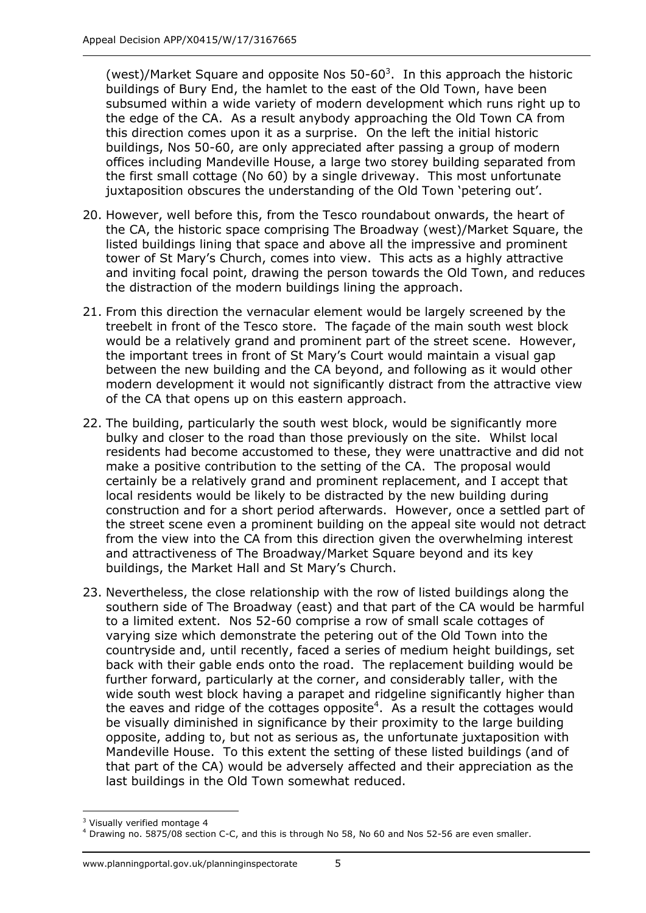(west)/Market Square and opposite Nos 50-60[3]. In this approach the historic buildings of Bury End, the hamlet to the east of the Old Town, have been subsumed within a wide variety of modern development which runs right up to the edge of the CA. As a result anybody approaching the Old Town CA from this direction comes upon it as a surprise. On the left the initial historic buildings, Nos 50-60, are only appreciated after passing a group of modern offices including Mandeville House, a large two storey building separated from the first small cottage (No 60) by a single driveway. This most unfortunate juxtaposition obscures the understanding of the Old Town 'petering out'.

20. However, well before this, from the Tesco roundabout onwards, the heart of the CA, the historic space comprising The Broadway (west)/Market Square, the listed buildings lining that space and above all the impressive and prominent tower of St Mary's Church, comes into view. This acts as a highly attractive and inviting focal point, drawing the person towards the Old Town, and reduces the distraction of the modern buildings lining the approach.

21. From this direction the vernacular element would be largely screened by the treebelt in front of the Tesco store. The façade of the main south west block would be a relatively grand and prominent part of the street scene. However, the important trees in front of St Mary's Court would maintain a visual gap between the new building and the CA beyond, and following as it would other modern development it would not significantly distract from the attractive view of the CA that opens up on this eastern approach.

22. The building, particularly the south west block, would be significantly more bulky and closer to the road than those previously on the site. Whilst local residents had become accustomed to these, they were unattractive and did not make a positive contribution to the setting of the CA. The proposal would certainly be a relatively grand and prominent replacement, and I accept that local residents would be likely to be distracted by the new building during construction and for a short period afterwards. However, once a settled part of the street scene even a prominent building on the appeal site would not detract from the view into the CA from this direction given the overwhelming interest and attractiveness of The Broadway/Market Square beyond and its key buildings, the Market Hall and St Mary's Church.

23. Nevertheless, the close relationship with the row of listed buildings along the southern side of The Broadway (east) and that part of the CA would be harmful to a limited extent. Nos 52-60 comprise a row of small scale cottages of varying size which demonstrate the petering out of the Old Town into the countryside and, until recently, faced a series of medium height buildings, set back with their gable ends onto the road. The replacement building would be further forward, particularly at the corner, and considerably taller, with the wide south west block having a parapet and ridgeline significantly higher than the eaves and ridge of the cottages opposite[4]. As a result the cottages would be visually diminished in significance by their proximity to the large building opposite, adding to, but not as serious as, the unfortunate juxtaposition with Mandeville House. To this extent the setting of these listed buildings (and of that part of the CA) would be adversely affected and their appreciation as the last buildings in the Old Town somewhat reduced.

---

[3] Visually verified montage 4

[4] Drawing no. 5875/08 section C-C, and this is through No 58, No 60 and Nos 52-56 are even smaller.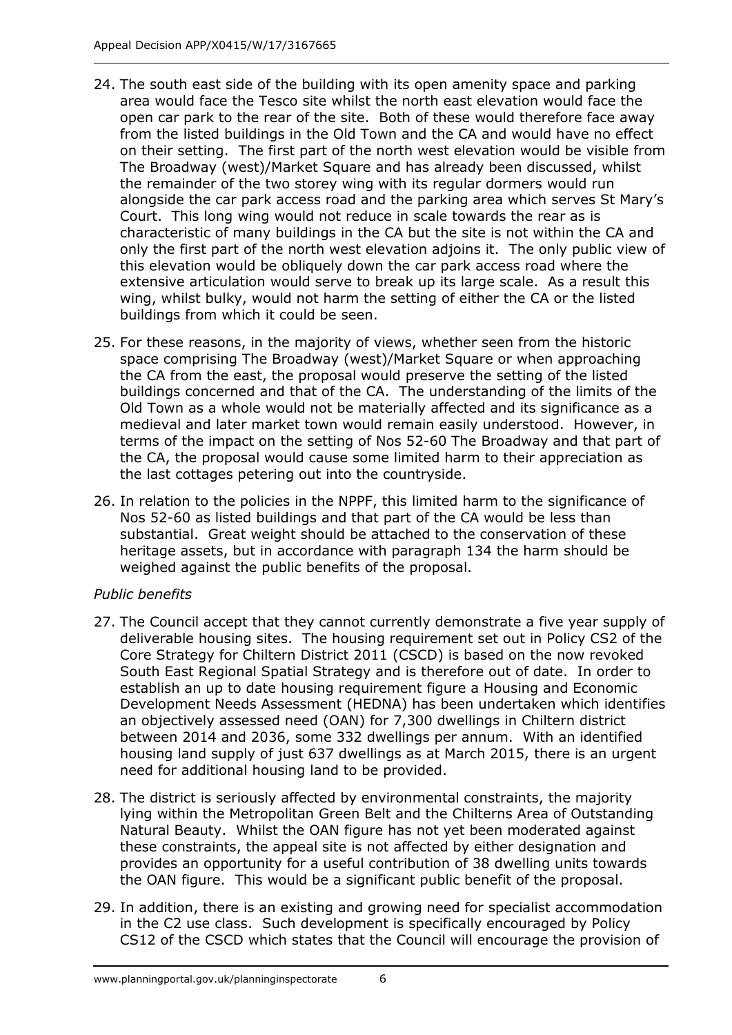24. The south east side of the building with its open amenity space and parking area would face the Tesco site whilst the north east elevation would face the open car park to the rear of the site. Both of these would therefore face away from the listed buildings in the Old Town and the CA and would have no effect on their setting. The first part of the north west elevation would be visible from The Broadway (west)/Market Square and has already been discussed, whilst the remainder of the two storey wing with its regular dormers would run alongside the car park access road and the parking area which serves St Mary's Court. This long wing would not reduce in scale towards the rear as is characteristic of many buildings in the CA but the site is not within the CA and only the first part of the north west elevation adjoins it. The only public view of this elevation would be obliquely down the car park access road where the extensive articulation would serve to break up its large scale. As a result this wing, whilst bulky, would not harm the setting of either the CA or the listed buildings from which it could be seen.

25. For these reasons, in the majority of views, whether seen from the historic space comprising The Broadway (west)/Market Square or when approaching the CA from the east, the proposal would preserve the setting of the listed buildings concerned and that of the CA. The understanding of the limits of the Old Town as a whole would not be materially affected and its significance as a medieval and later market town would remain easily understood. However, in terms of the impact on the setting of Nos 52-60 The Broadway and that part of the CA, the proposal would cause some limited harm to their appreciation as the last cottages petering out into the countryside.

26. In relation to the policies in the NPPF, this limited harm to the significance of Nos 52-60 as listed buildings and that part of the CA would be less than substantial. Great weight should be attached to the conservation of these heritage assets, but in accordance with paragraph 134 the harm should be weighed against the public benefits of the proposal.

*Public benefits*

27. The Council accept that they cannot currently demonstrate a five year supply of deliverable housing sites. The housing requirement set out in Policy CS2 of the Core Strategy for Chiltern District 2011 (CSCD) is based on the now revoked South East Regional Spatial Strategy and is therefore out of date. In order to establish an up to date housing requirement figure a Housing and Economic Development Needs Assessment (HEDNA) has been undertaken which identifies an objectively assessed need (OAN) for 7,300 dwellings in Chiltern district between 2014 and 2036, some 332 dwellings per annum. With an identified housing land supply of just 637 dwellings as at March 2015, there is an urgent need for additional housing land to be provided.

28. The district is seriously affected by environmental constraints, the majority lying within the Metropolitan Green Belt and the Chilterns Area of Outstanding Natural Beauty. Whilst the OAN figure has not yet been moderated against these constraints, the appeal site is not affected by either designation and provides an opportunity for a useful contribution of 38 dwelling units towards the OAN figure. This would be a significant public benefit of the proposal.

29. In addition, there is an existing and growing need for specialist accommodation in the C2 use class. Such development is specifically encouraged by Policy CS12 of the CSCD which states that the Council will encourage the provision of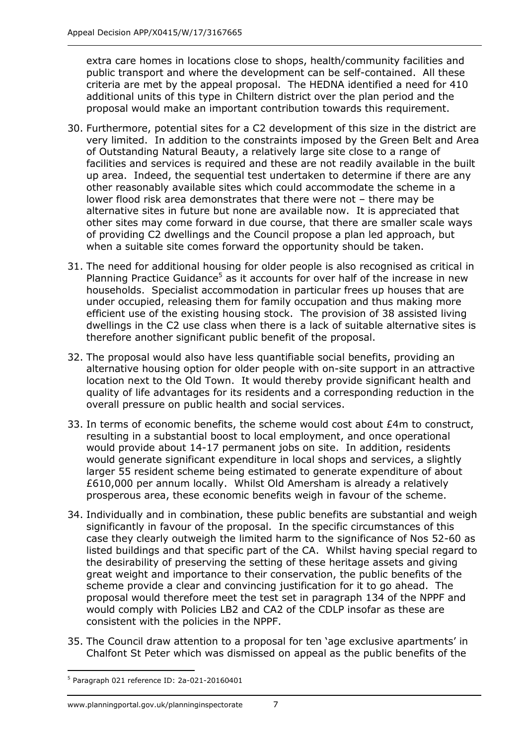extra care homes in locations close to shops, health/community facilities and public transport and where the development can be self-contained. All these criteria are met by the appeal proposal. The HEDNA identified a need for 410 additional units of this type in Chiltern district over the plan period and the proposal would make an important contribution towards this requirement.

30. Furthermore, potential sites for a C2 development of this size in the district are very limited. In addition to the constraints imposed by the Green Belt and Area of Outstanding Natural Beauty, a relatively large site close to a range of facilities and services is required and these are not readily available in the built up area. Indeed, the sequential test undertaken to determine if there are any other reasonably available sites which could accommodate the scheme in a lower flood risk area demonstrates that there were not – there may be alternative sites in future but none are available now. It is appreciated that other sites may come forward in due course, that there are smaller scale ways of providing C2 dwellings and the Council propose a plan led approach, but when a suitable site comes forward the opportunity should be taken.

31. The need for additional housing for older people is also recognised as critical in Planning Practice Guidance[5] as it accounts for over half of the increase in new households. Specialist accommodation in particular frees up houses that are under occupied, releasing them for family occupation and thus making more efficient use of the existing housing stock. The provision of 38 assisted living dwellings in the C2 use class when there is a lack of suitable alternative sites is therefore another significant public benefit of the proposal.

32. The proposal would also have less quantifiable social benefits, providing an alternative housing option for older people with on-site support in an attractive location next to the Old Town. It would thereby provide significant health and quality of life advantages for its residents and a corresponding reduction in the overall pressure on public health and social services.

33. In terms of economic benefits, the scheme would cost about £4m to construct, resulting in a substantial boost to local employment, and once operational would provide about 14-17 permanent jobs on site. In addition, residents would generate significant expenditure in local shops and services, a slightly larger 55 resident scheme being estimated to generate expenditure of about £610,000 per annum locally. Whilst Old Amersham is already a relatively prosperous area, these economic benefits weigh in favour of the scheme.

34. Individually and in combination, these public benefits are substantial and weigh significantly in favour of the proposal. In the specific circumstances of this case they clearly outweigh the limited harm to the significance of Nos 52-60 as listed buildings and that specific part of the CA. Whilst having special regard to the desirability of preserving the setting of these heritage assets and giving great weight and importance to their conservation, the public benefits of the scheme provide a clear and convincing justification for it to go ahead. The proposal would therefore meet the test set in paragraph 134 of the NPPF and would comply with Policies LB2 and CA2 of the CDLP insofar as these are consistent with the policies in the NPPF.

35. The Council draw attention to a proposal for ten 'age exclusive apartments' in Chalfont St Peter which was dismissed on appeal as the public benefits of the

[5] Paragraph 021 reference ID: 2a-021-20160401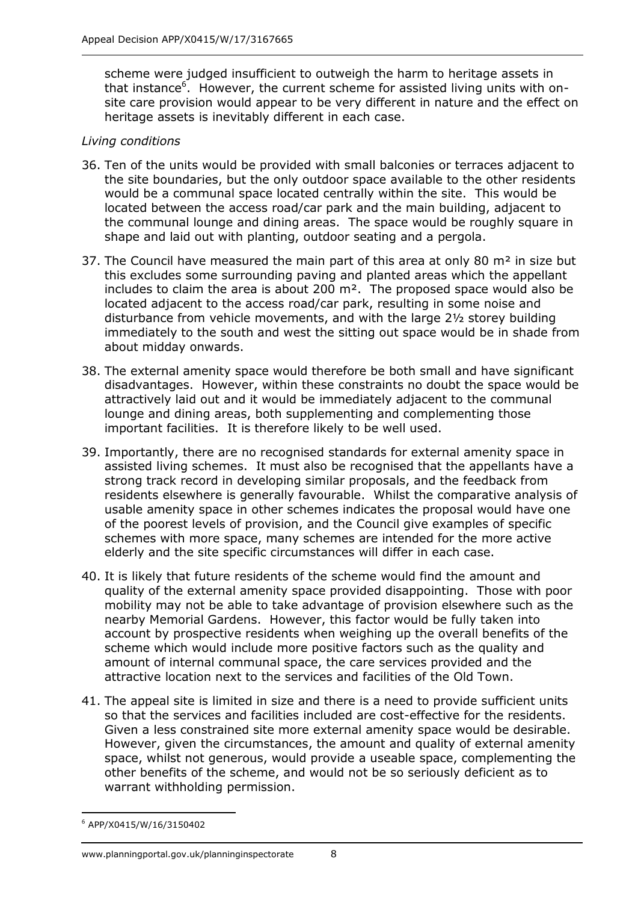scheme were judged insufficient to outweigh the harm to heritage assets in that instance[6]. However, the current scheme for assisted living units with on-site care provision would appear to be very different in nature and the effect on heritage assets is inevitably different in each case.

*Living conditions*

36. Ten of the units would be provided with small balconies or terraces adjacent to the site boundaries, but the only outdoor space available to the other residents would be a communal space located centrally within the site. This would be located between the access road/car park and the main building, adjacent to the communal lounge and dining areas. The space would be roughly square in shape and laid out with planting, outdoor seating and a pergola.

37. The Council have measured the main part of this area at only 80 m² in size but this excludes some surrounding paving and planted areas which the appellant includes to claim the area is about 200 m². The proposed space would also be located adjacent to the access road/car park, resulting in some noise and disturbance from vehicle movements, and with the large 2½ storey building immediately to the south and west the sitting out space would be in shade from about midday onwards.

38. The external amenity space would therefore be both small and have significant disadvantages. However, within these constraints no doubt the space would be attractively laid out and it would be immediately adjacent to the communal lounge and dining areas, both supplementing and complementing those important facilities. It is therefore likely to be well used.

39. Importantly, there are no recognised standards for external amenity space in assisted living schemes. It must also be recognised that the appellants have a strong track record in developing similar proposals, and the feedback from residents elsewhere is generally favourable. Whilst the comparative analysis of usable amenity space in other schemes indicates the proposal would have one of the poorest levels of provision, and the Council give examples of specific schemes with more space, many schemes are intended for the more active elderly and the site specific circumstances will differ in each case.

40. It is likely that future residents of the scheme would find the amount and quality of the external amenity space provided disappointing. Those with poor mobility may not be able to take advantage of provision elsewhere such as the nearby Memorial Gardens. However, this factor would be fully taken into account by prospective residents when weighing up the overall benefits of the scheme which would include more positive factors such as the quality and amount of internal communal space, the care services provided and the attractive location next to the services and facilities of the Old Town.

41. The appeal site is limited in size and there is a need to provide sufficient units so that the services and facilities included are cost-effective for the residents. Given a less constrained site more external amenity space would be desirable. However, given the circumstances, the amount and quality of external amenity space, whilst not generous, would provide a useable space, complementing the other benefits of the scheme, and would not be so seriously deficient as to warrant withholding permission.

[6] APP/X0415/W/16/3150402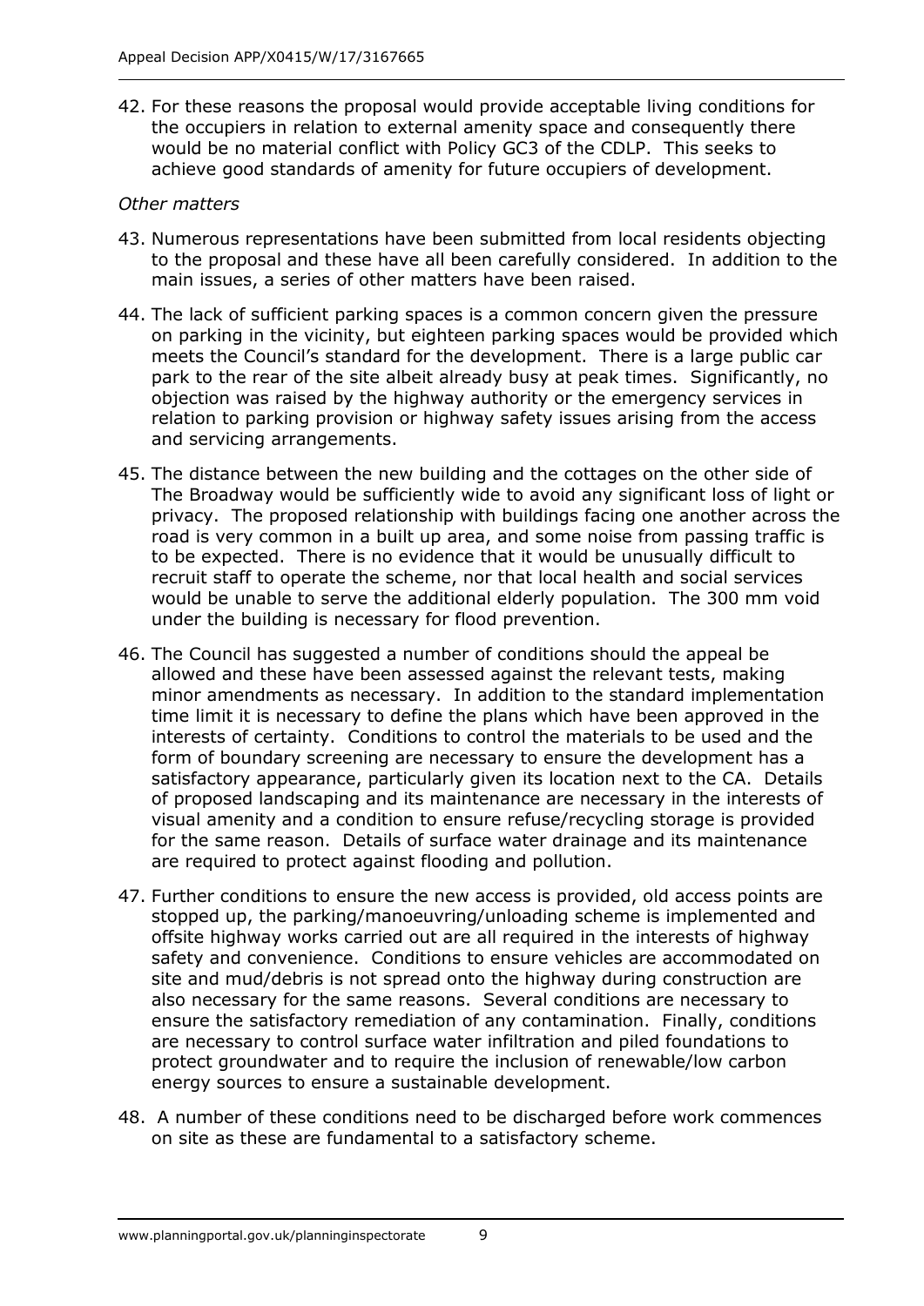42. For these reasons the proposal would provide acceptable living conditions for the occupiers in relation to external amenity space and consequently there would be no material conflict with Policy GC3 of the CDLP. This seeks to achieve good standards of amenity for future occupiers of development.

*Other matters*

43. Numerous representations have been submitted from local residents objecting to the proposal and these have all been carefully considered. In addition to the main issues, a series of other matters have been raised.

44. The lack of sufficient parking spaces is a common concern given the pressure on parking in the vicinity, but eighteen parking spaces would be provided which meets the Council's standard for the development. There is a large public car park to the rear of the site albeit already busy at peak times. Significantly, no objection was raised by the highway authority or the emergency services in relation to parking provision or highway safety issues arising from the access and servicing arrangements.

45. The distance between the new building and the cottages on the other side of The Broadway would be sufficiently wide to avoid any significant loss of light or privacy. The proposed relationship with buildings facing one another across the road is very common in a built up area, and some noise from passing traffic is to be expected. There is no evidence that it would be unusually difficult to recruit staff to operate the scheme, nor that local health and social services would be unable to serve the additional elderly population. The 300 mm void under the building is necessary for flood prevention.

46. The Council has suggested a number of conditions should the appeal be allowed and these have been assessed against the relevant tests, making minor amendments as necessary. In addition to the standard implementation time limit it is necessary to define the plans which have been approved in the interests of certainty. Conditions to control the materials to be used and the form of boundary screening are necessary to ensure the development has a satisfactory appearance, particularly given its location next to the CA. Details of proposed landscaping and its maintenance are necessary in the interests of visual amenity and a condition to ensure refuse/recycling storage is provided for the same reason. Details of surface water drainage and its maintenance are required to protect against flooding and pollution.

47. Further conditions to ensure the new access is provided, old access points are stopped up, the parking/manoeuvring/unloading scheme is implemented and offsite highway works carried out are all required in the interests of highway safety and convenience. Conditions to ensure vehicles are accommodated on site and mud/debris is not spread onto the highway during construction are also necessary for the same reasons. Several conditions are necessary to ensure the satisfactory remediation of any contamination. Finally, conditions are necessary to control surface water infiltration and piled foundations to protect groundwater and to require the inclusion of renewable/low carbon energy sources to ensure a sustainable development.

48. A number of these conditions need to be discharged before work commences on site as these are fundamental to a satisfactory scheme.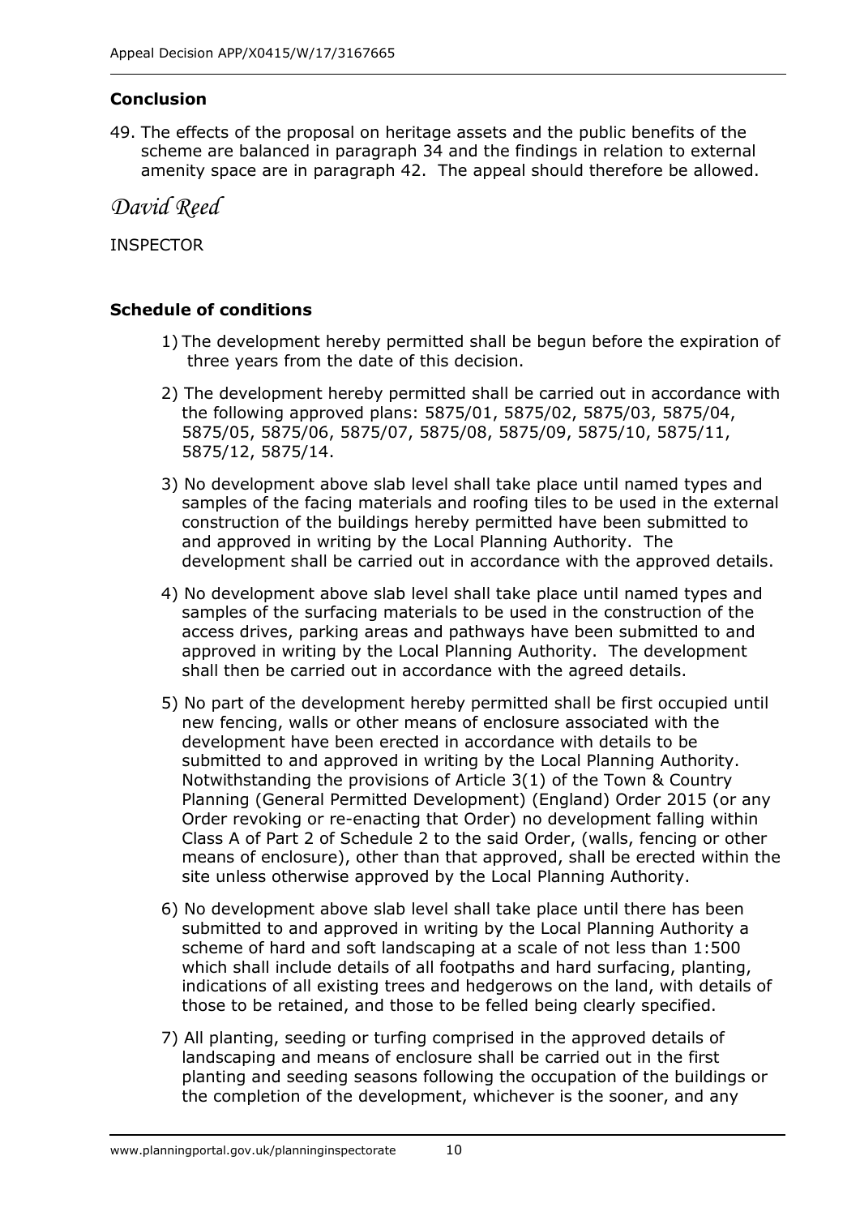## Conclusion

49. The effects of the proposal on heritage assets and the public benefits of the scheme are balanced in paragraph 34 and the findings in relation to external amenity space are in paragraph 42. The appeal should therefore be allowed.

*David Reed*

INSPECTOR

## Schedule of conditions

1) The development hereby permitted shall be begun before the expiration of three years from the date of this decision.

2) The development hereby permitted shall be carried out in accordance with the following approved plans: 5875/01, 5875/02, 5875/03, 5875/04, 5875/05, 5875/06, 5875/07, 5875/08, 5875/09, 5875/10, 5875/11, 5875/12, 5875/14.

3) No development above slab level shall take place until named types and samples of the facing materials and roofing tiles to be used in the external construction of the buildings hereby permitted have been submitted to and approved in writing by the Local Planning Authority. The development shall be carried out in accordance with the approved details.

4) No development above slab level shall take place until named types and samples of the surfacing materials to be used in the construction of the access drives, parking areas and pathways have been submitted to and approved in writing by the Local Planning Authority. The development shall then be carried out in accordance with the agreed details.

5) No part of the development hereby permitted shall be first occupied until new fencing, walls or other means of enclosure associated with the development have been erected in accordance with details to be submitted to and approved in writing by the Local Planning Authority. Notwithstanding the provisions of Article 3(1) of the Town & Country Planning (General Permitted Development) (England) Order 2015 (or any Order revoking or re-enacting that Order) no development falling within Class A of Part 2 of Schedule 2 to the said Order, (walls, fencing or other means of enclosure), other than that approved, shall be erected within the site unless otherwise approved by the Local Planning Authority.

6) No development above slab level shall take place until there has been submitted to and approved in writing by the Local Planning Authority a scheme of hard and soft landscaping at a scale of not less than 1:500 which shall include details of all footpaths and hard surfacing, planting, indications of all existing trees and hedgerows on the land, with details of those to be retained, and those to be felled being clearly specified.

7) All planting, seeding or turfing comprised in the approved details of landscaping and means of enclosure shall be carried out in the first planting and seeding seasons following the occupation of the buildings or the completion of the development, whichever is the sooner, and any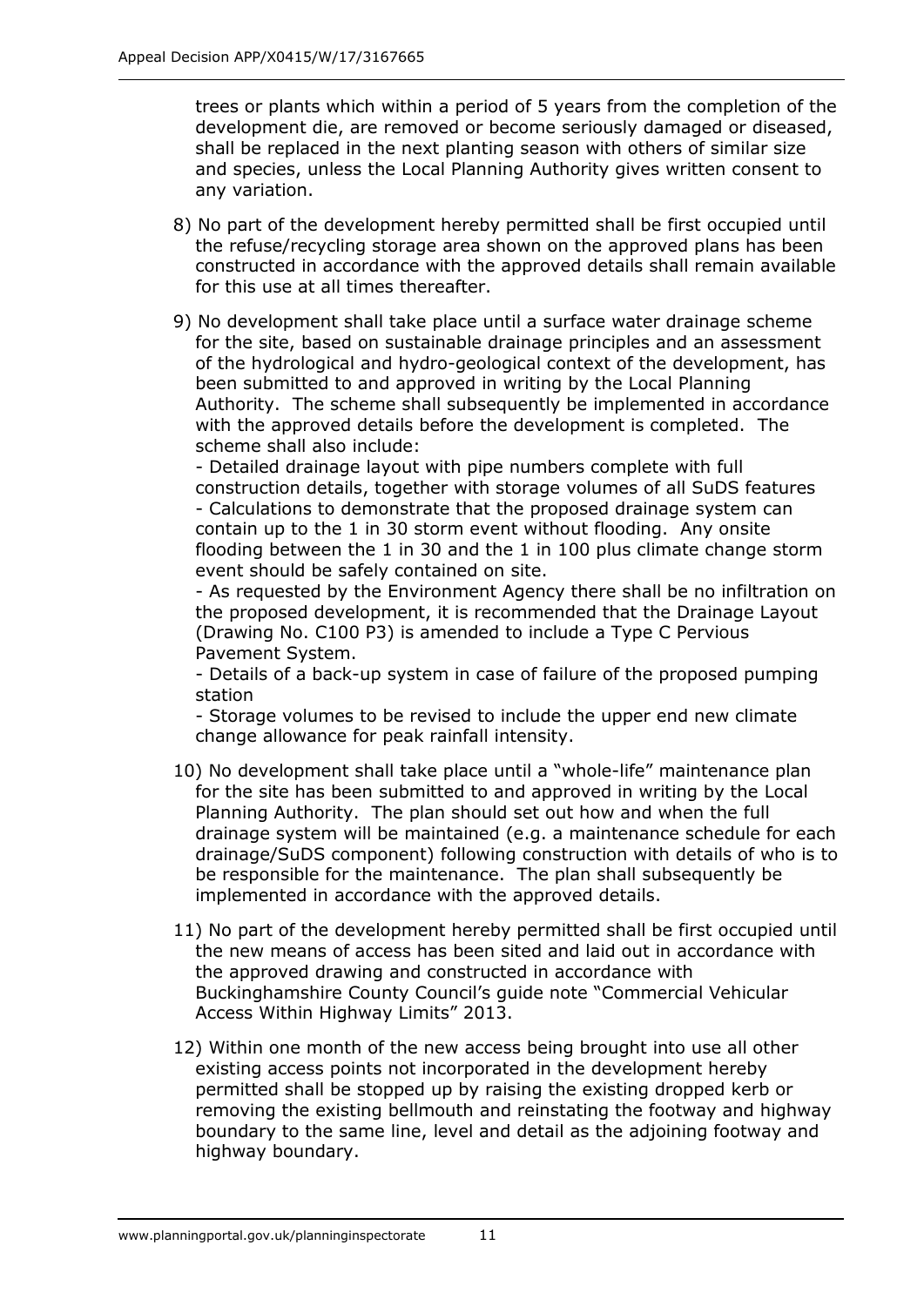trees or plants which within a period of 5 years from the completion of the development die, are removed or become seriously damaged or diseased, shall be replaced in the next planting season with others of similar size and species, unless the Local Planning Authority gives written consent to any variation.

8) No part of the development hereby permitted shall be first occupied until the refuse/recycling storage area shown on the approved plans has been constructed in accordance with the approved details shall remain available for this use at all times thereafter.

9) No development shall take place until a surface water drainage scheme for the site, based on sustainable drainage principles and an assessment of the hydrological and hydro-geological context of the development, has been submitted to and approved in writing by the Local Planning Authority. The scheme shall subsequently be implemented in accordance with the approved details before the development is completed. The scheme shall also include:
- Detailed drainage layout with pipe numbers complete with full construction details, together with storage volumes of all SuDS features
- Calculations to demonstrate that the proposed drainage system can contain up to the 1 in 30 storm event without flooding. Any onsite flooding between the 1 in 30 and the 1 in 100 plus climate change storm event should be safely contained on site.
- As requested by the Environment Agency there shall be no infiltration on the proposed development, it is recommended that the Drainage Layout (Drawing No. C100 P3) is amended to include a Type C Pervious Pavement System.
- Details of a back-up system in case of failure of the proposed pumping station
- Storage volumes to be revised to include the upper end new climate change allowance for peak rainfall intensity.

10) No development shall take place until a "whole-life" maintenance plan for the site has been submitted to and approved in writing by the Local Planning Authority. The plan should set out how and when the full drainage system will be maintained (e.g. a maintenance schedule for each drainage/SuDS component) following construction with details of who is to be responsible for the maintenance. The plan shall subsequently be implemented in accordance with the approved details.

11) No part of the development hereby permitted shall be first occupied until the new means of access has been sited and laid out in accordance with the approved drawing and constructed in accordance with Buckinghamshire County Council's guide note "Commercial Vehicular Access Within Highway Limits" 2013.

12) Within one month of the new access being brought into use all other existing access points not incorporated in the development hereby permitted shall be stopped up by raising the existing dropped kerb or removing the existing bellmouth and reinstating the footway and highway boundary to the same line, level and detail as the adjoining footway and highway boundary.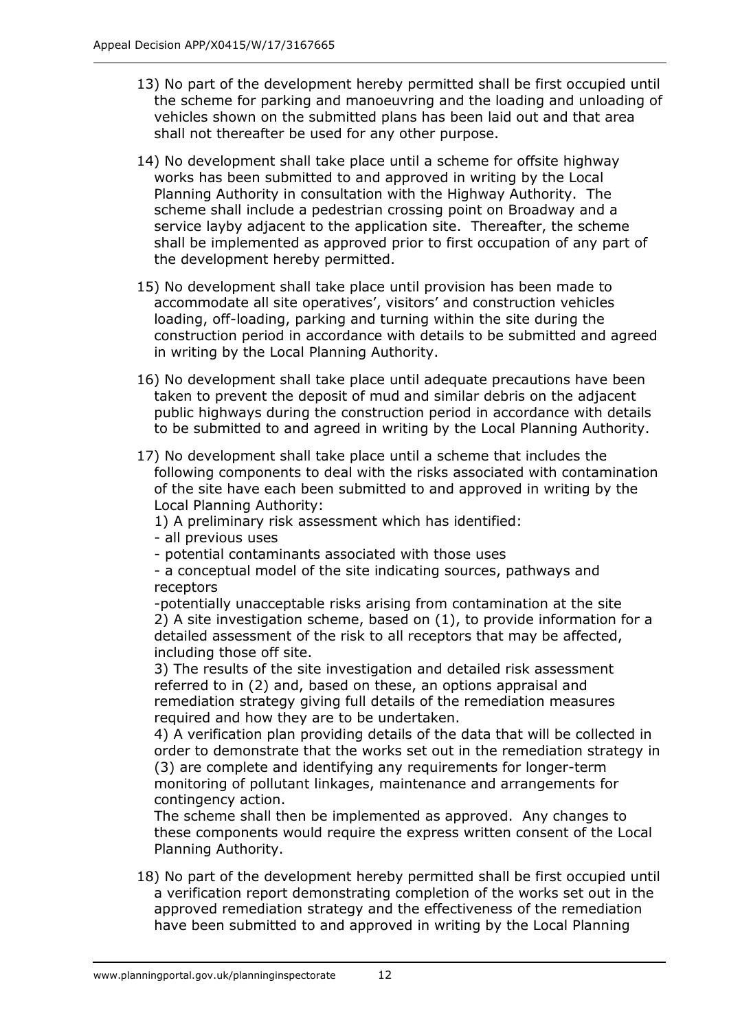13) No part of the development hereby permitted shall be first occupied until the scheme for parking and manoeuvring and the loading and unloading of vehicles shown on the submitted plans has been laid out and that area shall not thereafter be used for any other purpose.

14) No development shall take place until a scheme for offsite highway works has been submitted to and approved in writing by the Local Planning Authority in consultation with the Highway Authority. The scheme shall include a pedestrian crossing point on Broadway and a service layby adjacent to the application site. Thereafter, the scheme shall be implemented as approved prior to first occupation of any part of the development hereby permitted.

15) No development shall take place until provision has been made to accommodate all site operatives', visitors' and construction vehicles loading, off-loading, parking and turning within the site during the construction period in accordance with details to be submitted and agreed in writing by the Local Planning Authority.

16) No development shall take place until adequate precautions have been taken to prevent the deposit of mud and similar debris on the adjacent public highways during the construction period in accordance with details to be submitted to and agreed in writing by the Local Planning Authority.

17) No development shall take place until a scheme that includes the following components to deal with the risks associated with contamination of the site have each been submitted to and approved in writing by the Local Planning Authority:
1) A preliminary risk assessment which has identified:
- all previous uses
- potential contaminants associated with those uses
- a conceptual model of the site indicating sources, pathways and receptors
-potentially unacceptable risks arising from contamination at the site
2) A site investigation scheme, based on (1), to provide information for a detailed assessment of the risk to all receptors that may be affected, including those off site.
3) The results of the site investigation and detailed risk assessment referred to in (2) and, based on these, an options appraisal and remediation strategy giving full details of the remediation measures required and how they are to be undertaken.
4) A verification plan providing details of the data that will be collected in order to demonstrate that the works set out in the remediation strategy in (3) are complete and identifying any requirements for longer-term monitoring of pollutant linkages, maintenance and arrangements for contingency action.
The scheme shall then be implemented as approved. Any changes to these components would require the express written consent of the Local Planning Authority.

18) No part of the development hereby permitted shall be first occupied until a verification report demonstrating completion of the works set out in the approved remediation strategy and the effectiveness of the remediation have been submitted to and approved in writing by the Local Planning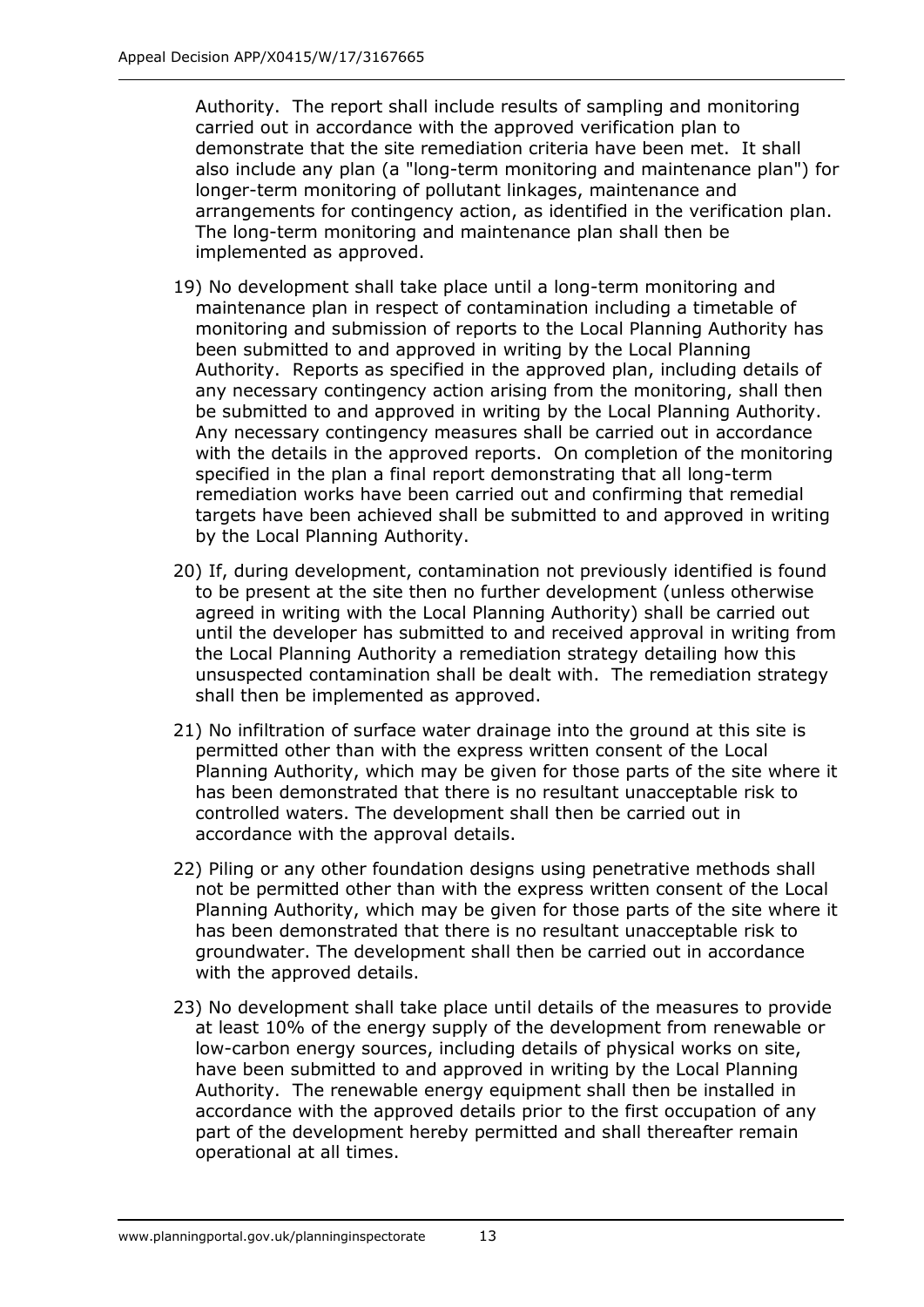Authority. The report shall include results of sampling and monitoring carried out in accordance with the approved verification plan to demonstrate that the site remediation criteria have been met. It shall also include any plan (a "long-term monitoring and maintenance plan") for longer-term monitoring of pollutant linkages, maintenance and arrangements for contingency action, as identified in the verification plan. The long-term monitoring and maintenance plan shall then be implemented as approved.

19) No development shall take place until a long-term monitoring and maintenance plan in respect of contamination including a timetable of monitoring and submission of reports to the Local Planning Authority has been submitted to and approved in writing by the Local Planning Authority. Reports as specified in the approved plan, including details of any necessary contingency action arising from the monitoring, shall then be submitted to and approved in writing by the Local Planning Authority. Any necessary contingency measures shall be carried out in accordance with the details in the approved reports. On completion of the monitoring specified in the plan a final report demonstrating that all long-term remediation works have been carried out and confirming that remedial targets have been achieved shall be submitted to and approved in writing by the Local Planning Authority.

20) If, during development, contamination not previously identified is found to be present at the site then no further development (unless otherwise agreed in writing with the Local Planning Authority) shall be carried out until the developer has submitted to and received approval in writing from the Local Planning Authority a remediation strategy detailing how this unsuspected contamination shall be dealt with. The remediation strategy shall then be implemented as approved.

21) No infiltration of surface water drainage into the ground at this site is permitted other than with the express written consent of the Local Planning Authority, which may be given for those parts of the site where it has been demonstrated that there is no resultant unacceptable risk to controlled waters. The development shall then be carried out in accordance with the approval details.

22) Piling or any other foundation designs using penetrative methods shall not be permitted other than with the express written consent of the Local Planning Authority, which may be given for those parts of the site where it has been demonstrated that there is no resultant unacceptable risk to groundwater. The development shall then be carried out in accordance with the approved details.

23) No development shall take place until details of the measures to provide at least 10% of the energy supply of the development from renewable or low-carbon energy sources, including details of physical works on site, have been submitted to and approved in writing by the Local Planning Authority. The renewable energy equipment shall then be installed in accordance with the approved details prior to the first occupation of any part of the development hereby permitted and shall thereafter remain operational at all times.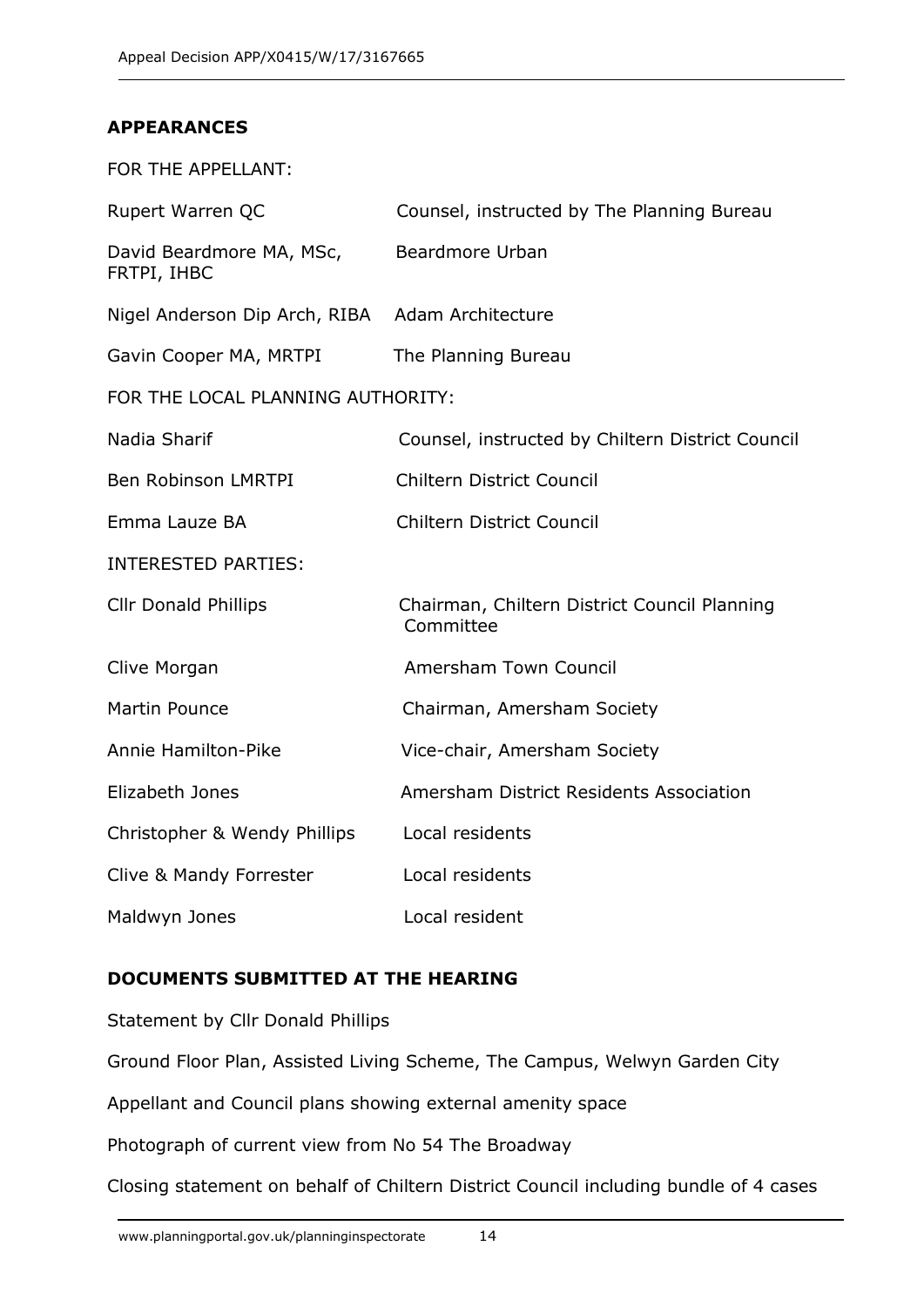## APPEARANCES

FOR THE APPELLANT:

| | |
|---|---|
| Rupert Warren QC | Counsel, instructed by The Planning Bureau |
| David Beardmore MA, MSc, FRTPI, IHBC | Beardmore Urban |
| Nigel Anderson Dip Arch, RIBA | Adam Architecture |
| Gavin Cooper MA, MRTPI | The Planning Bureau |

FOR THE LOCAL PLANNING AUTHORITY:

| | |
|---|---|
| Nadia Sharif | Counsel, instructed by Chiltern District Council |
| Ben Robinson LMRTPI | Chiltern District Council |
| Emma Lauze BA | Chiltern District Council |

INTERESTED PARTIES:

| | |
|---|---|
| Cllr Donald Phillips | Chairman, Chiltern District Council Planning Committee |
| Clive Morgan | Amersham Town Council |
| Martin Pounce | Chairman, Amersham Society |
| Annie Hamilton-Pike | Vice-chair, Amersham Society |
| Elizabeth Jones | Amersham District Residents Association |
| Christopher & Wendy Phillips | Local residents |
| Clive & Mandy Forrester | Local residents |
| Maldwyn Jones | Local resident |

## DOCUMENTS SUBMITTED AT THE HEARING

Statement by Cllr Donald Phillips

Ground Floor Plan, Assisted Living Scheme, The Campus, Welwyn Garden City

Appellant and Council plans showing external amenity space

Photograph of current view from No 54 The Broadway

Closing statement on behalf of Chiltern District Council including bundle of 4 cases